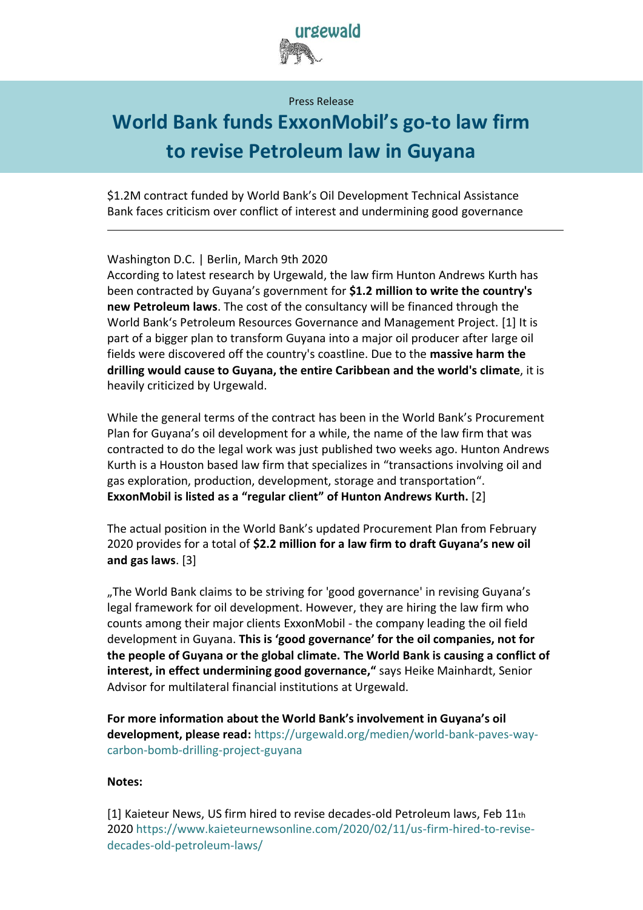urgewald

Press Release

# World Bank funds ExxonMobil's go-to law firm to revise Petroleum law in Guyana

$1.2M contract funded by World Bank's Oil Development Technical Assistance
Bank faces criticism over conflict of interest and undermining good governance

---

Washington D.C. | Berlin, March 9th 2020
According to latest research by Urgewald, the law firm Hunton Andrews Kurth has been contracted by Guyana's government for **$1.2 million to write the country's new Petroleum laws**. The cost of the consultancy will be financed through the World Bank's Petroleum Resources Governance and Management Project. [1] It is part of a bigger plan to transform Guyana into a major oil producer after large oil fields were discovered off the country's coastline. Due to the **massive harm the drilling would cause to Guyana, the entire Caribbean and the world's climate**, it is heavily criticized by Urgewald.

While the general terms of the contract has been in the World Bank's Procurement Plan for Guyana's oil development for a while, the name of the law firm that was contracted to do the legal work was just published two weeks ago. Hunton Andrews Kurth is a Houston based law firm that specializes in "transactions involving oil and gas exploration, production, development, storage and transportation". **ExxonMobil is listed as a "regular client" of Hunton Andrews Kurth.** [2]

The actual position in the World Bank's updated Procurement Plan from February 2020 provides for a total of **$2.2 million for a law firm to draft Guyana's new oil and gas laws**. [3]

„The World Bank claims to be striving for 'good governance' in revising Guyana's legal framework for oil development. However, they are hiring the law firm who counts among their major clients ExxonMobil - the company leading the oil field development in Guyana. **This is 'good governance' for the oil companies, not for the people of Guyana or the global climate. The World Bank is causing a conflict of interest, in effect undermining good governance,"** says Heike Mainhardt, Senior Advisor for multilateral financial institutions at Urgewald.

**For more information about the World Bank's involvement in Guyana's oil development, please read:** https://urgewald.org/medien/world-bank-paves-way-carbon-bomb-drilling-project-guyana

**Notes:**

[1] Kaieteur News, US firm hired to revise decades-old Petroleum laws, Feb 11th 2020 https://www.kaieteurnewsonline.com/2020/02/11/us-firm-hired-to-revise-decades-old-petroleum-laws/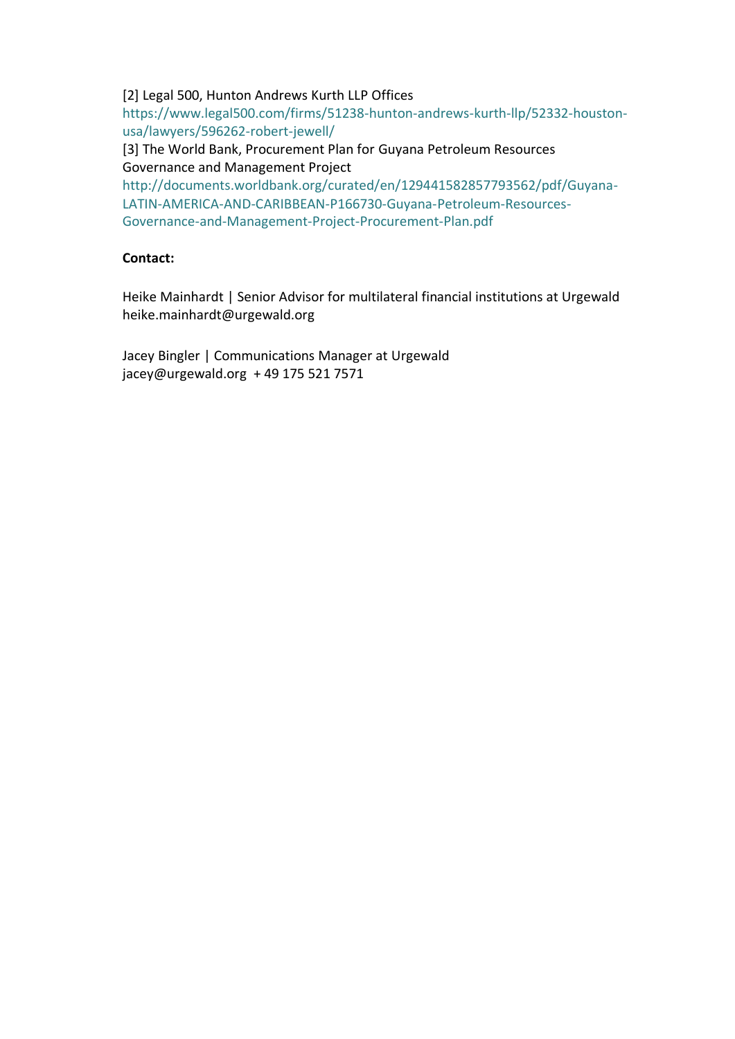[2] Legal 500, Hunton Andrews Kurth LLP Offices
https://www.legal500.com/firms/51238-hunton-andrews-kurth-llp/52332-houston-usa/lawyers/596262-robert-jewell/

[3] The World Bank, Procurement Plan for Guyana Petroleum Resources Governance and Management Project
http://documents.worldbank.org/curated/en/129441582857793562/pdf/Guyana-LATIN-AMERICA-AND-CARIBBEAN-P166730-Guyana-Petroleum-Resources-Governance-and-Management-Project-Procurement-Plan.pdf

**Contact:**

Heike Mainhardt | Senior Advisor for multilateral financial institutions at Urgewald
heike.mainhardt@urgewald.org

Jacey Bingler | Communications Manager at Urgewald
jacey@urgewald.org + 49 175 521 7571